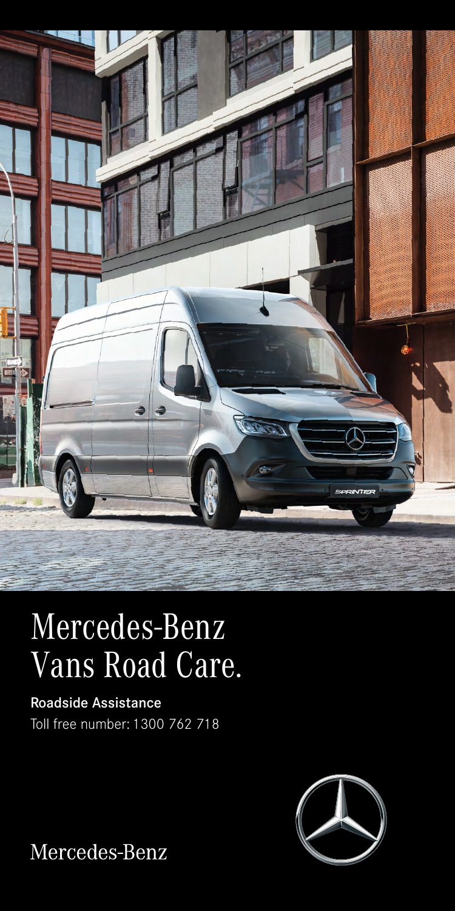# Mercedes-Benz Vans Road Care.

**Roadside Assistance**

Toll free number: 1300 762 718

Mercedes-Benz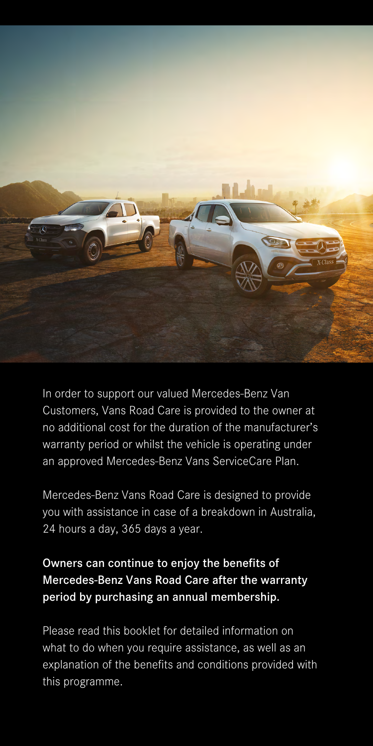In order to support our valued Mercedes-Benz Van Customers, Vans Road Care is provided to the owner at no additional cost for the duration of the manufacturer's warranty period or whilst the vehicle is operating under an approved Mercedes-Benz Vans ServiceCare Plan.

Mercedes-Benz Vans Road Care is designed to provide you with assistance in case of a breakdown in Australia, 24 hours a day, 365 days a year.

**Owners can continue to enjoy the benefits of Mercedes-Benz Vans Road Care after the warranty period by purchasing an annual membership.**

Please read this booklet for detailed information on what to do when you require assistance, as well as an explanation of the benefits and conditions provided with this programme.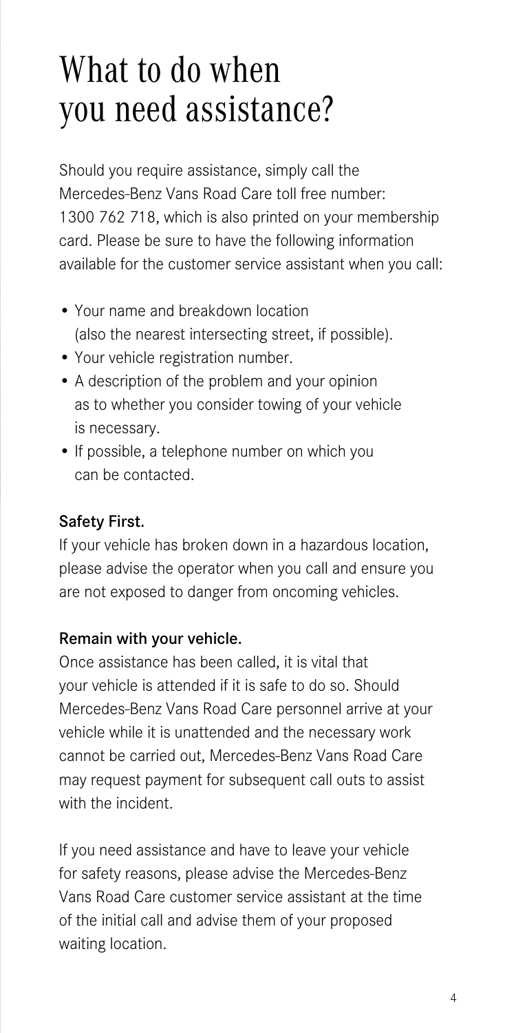# What to do when you need assistance?

Should you require assistance, simply call the Mercedes-Benz Vans Road Care toll free number: 1300 762 718, which is also printed on your membership card. Please be sure to have the following information available for the customer service assistant when you call:

- Your name and breakdown location (also the nearest intersecting street, if possible).
- Your vehicle registration number.
- A description of the problem and your opinion as to whether you consider towing of your vehicle is necessary.
- If possible, a telephone number on which you can be contacted.

**Safety First.**

If your vehicle has broken down in a hazardous location, please advise the operator when you call and ensure you are not exposed to danger from oncoming vehicles.

**Remain with your vehicle.**

Once assistance has been called, it is vital that your vehicle is attended if it is safe to do so. Should Mercedes-Benz Vans Road Care personnel arrive at your vehicle while it is unattended and the necessary work cannot be carried out, Mercedes-Benz Vans Road Care may request payment for subsequent call outs to assist with the incident.

If you need assistance and have to leave your vehicle for safety reasons, please advise the Mercedes-Benz Vans Road Care customer service assistant at the time of the initial call and advise them of your proposed waiting location.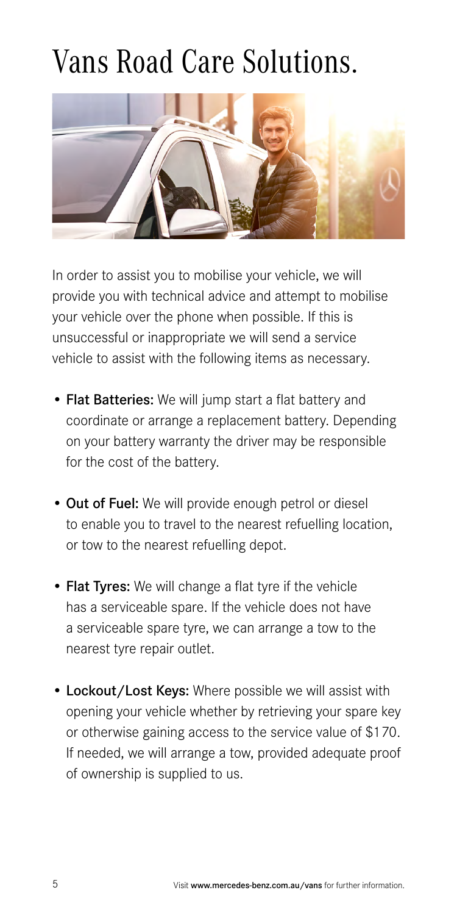# Vans Road Care Solutions.

In order to assist you to mobilise your vehicle, we will provide you with technical advice and attempt to mobilise your vehicle over the phone when possible. If this is unsuccessful or inappropriate we will send a service vehicle to assist with the following items as necessary.

- **Flat Batteries:** We will jump start a flat battery and coordinate or arrange a replacement battery. Depending on your battery warranty the driver may be responsible for the cost of the battery.
- **Out of Fuel:** We will provide enough petrol or diesel to enable you to travel to the nearest refuelling location, or tow to the nearest refuelling depot.
- **Flat Tyres:** We will change a flat tyre if the vehicle has a serviceable spare. If the vehicle does not have a serviceable spare tyre, we can arrange a tow to the nearest tyre repair outlet.
- **Lockout/Lost Keys:** Where possible we will assist with opening your vehicle whether by retrieving your spare key or otherwise gaining access to the service value of $170. If needed, we will arrange a tow, provided adequate proof of ownership is supplied to us.

Visit **www.mercedes-benz.com.au/vans** for further information.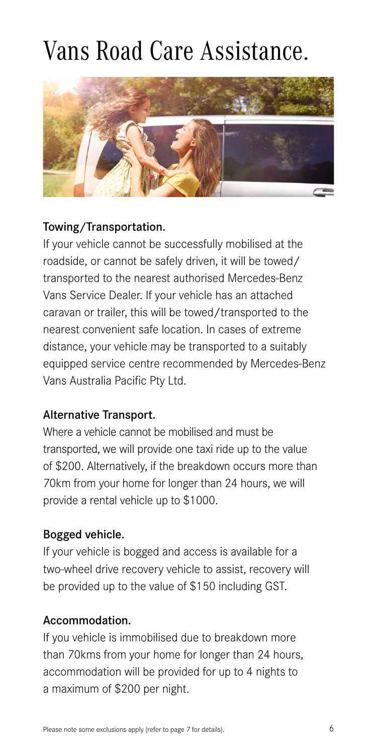# Vans Road Care Assistance.

### Towing/Transportation.

If your vehicle cannot be successfully mobilised at the roadside, or cannot be safely driven, it will be towed/ transported to the nearest authorised Mercedes-Benz Vans Service Dealer. If your vehicle has an attached caravan or trailer, this will be towed/transported to the nearest convenient safe location. In cases of extreme distance, your vehicle may be transported to a suitably equipped service centre recommended by Mercedes-Benz Vans Australia Pacific Pty Ltd.

### Alternative Transport.

Where a vehicle cannot be mobilised and must be transported, we will provide one taxi ride up to the value of $200. Alternatively, if the breakdown occurs more than 70km from your home for longer than 24 hours, we will provide a rental vehicle up to $1000.

### Bogged vehicle.

If your vehicle is bogged and access is available for a two-wheel drive recovery vehicle to assist, recovery will be provided up to the value of $150 including GST.

### Accommodation.

If you vehicle is immobilised due to breakdown more than 70kms from your home for longer than 24 hours, accommodation will be provided for up to 4 nights to a maximum of $200 per night.

Please note some exclusions apply (refer to page 7 for details).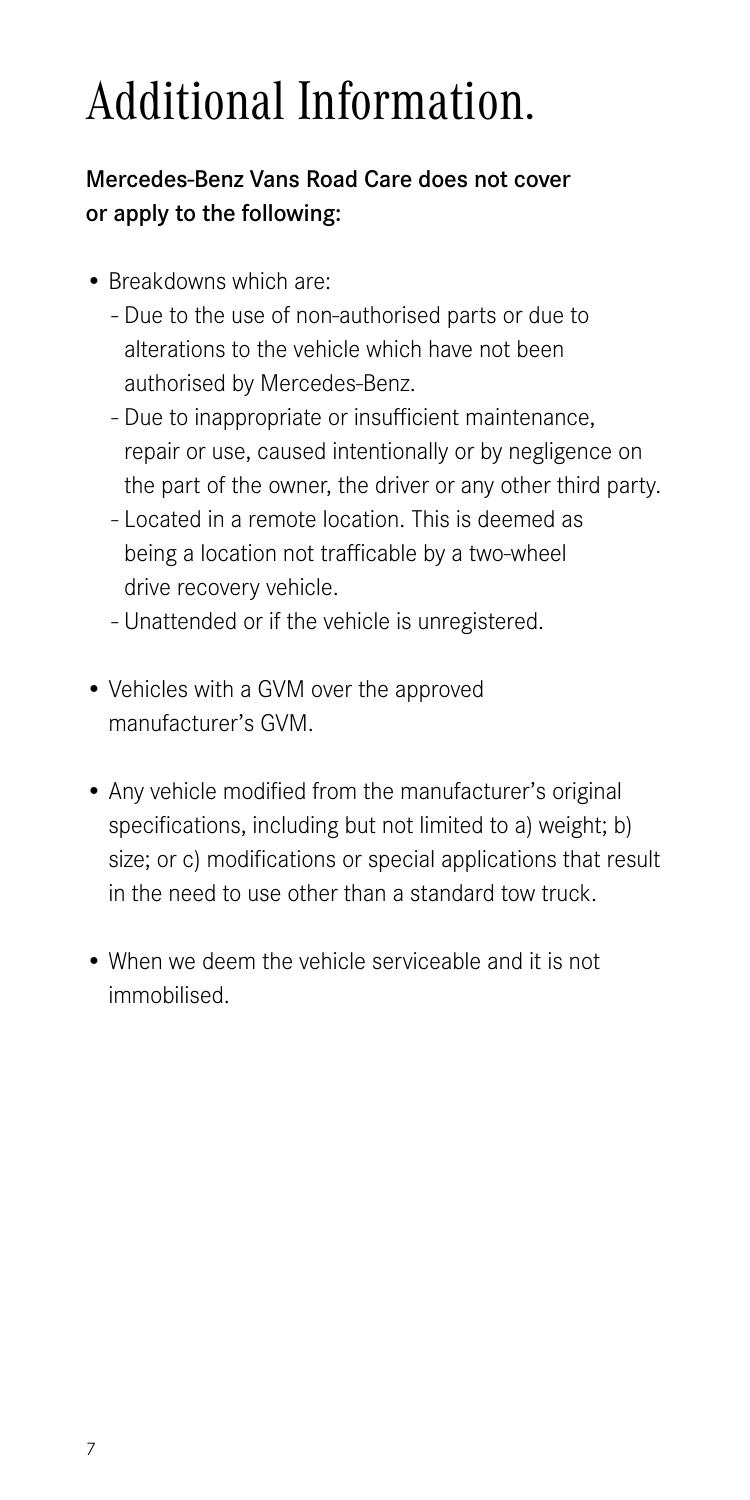# Additional Information.

**Mercedes-Benz Vans Road Care does not cover or apply to the following:**

- Breakdowns which are:
  - Due to the use of non-authorised parts or due to alterations to the vehicle which have not been authorised by Mercedes-Benz.
  - Due to inappropriate or insufficient maintenance, repair or use, caused intentionally or by negligence on the part of the owner, the driver or any other third party.
  - Located in a remote location. This is deemed as being a location not trafficable by a two-wheel drive recovery vehicle.
  - Unattended or if the vehicle is unregistered.
- Vehicles with a GVM over the approved manufacturer's GVM.
- Any vehicle modified from the manufacturer's original specifications, including but not limited to a) weight; b) size; or c) modifications or special applications that result in the need to use other than a standard tow truck.
- When we deem the vehicle serviceable and it is not immobilised.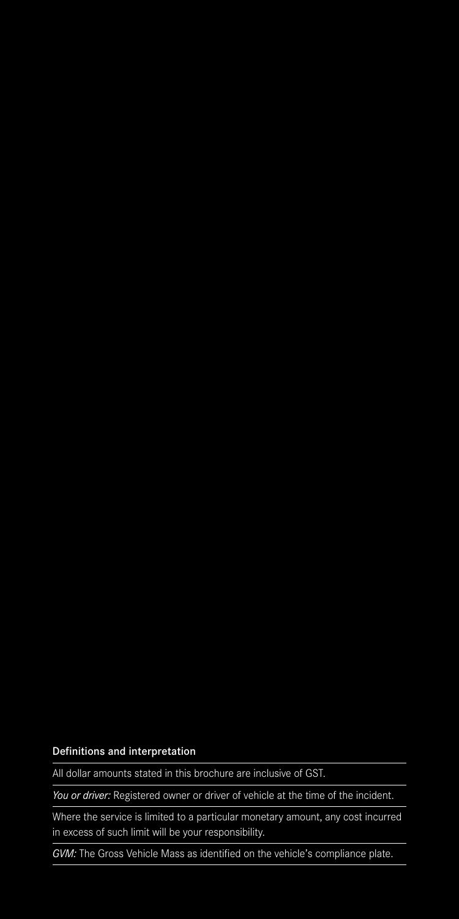#### Definitions and interpretation

All dollar amounts stated in this brochure are inclusive of GST.

*You or driver:* Registered owner or driver of vehicle at the time of the incident.

Where the service is limited to a particular monetary amount, any cost incurred in excess of such limit will be your responsibility.

*GVM:* The Gross Vehicle Mass as identified on the vehicle's compliance plate.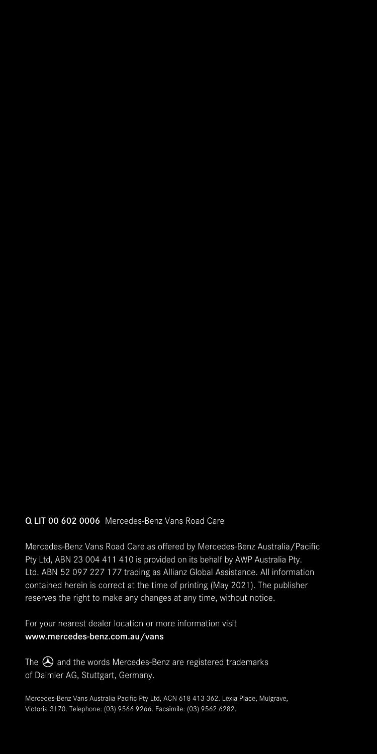**Q LIT 00 602 0006** Mercedes-Benz Vans Road Care

Mercedes-Benz Vans Road Care as offered by Mercedes-Benz Australia/Pacific Pty Ltd, ABN 23 004 411 410 is provided on its behalf by AWP Australia Pty. Ltd. ABN 52 097 227 177 trading as Allianz Global Assistance. All information contained herein is correct at the time of printing (May 2021). The publisher reserves the right to make any changes at any time, without notice.

For your nearest dealer location or more information visit **www.mercedes-benz.com.au/vans**

The ⊛ and the words Mercedes-Benz are registered trademarks of Daimler AG, Stuttgart, Germany.

Mercedes-Benz Vans Australia Pacific Pty Ltd, ACN 618 413 362. Lexia Place, Mulgrave, Victoria 3170. Telephone: (03) 9566 9266. Facsimile: (03) 9562 6282.